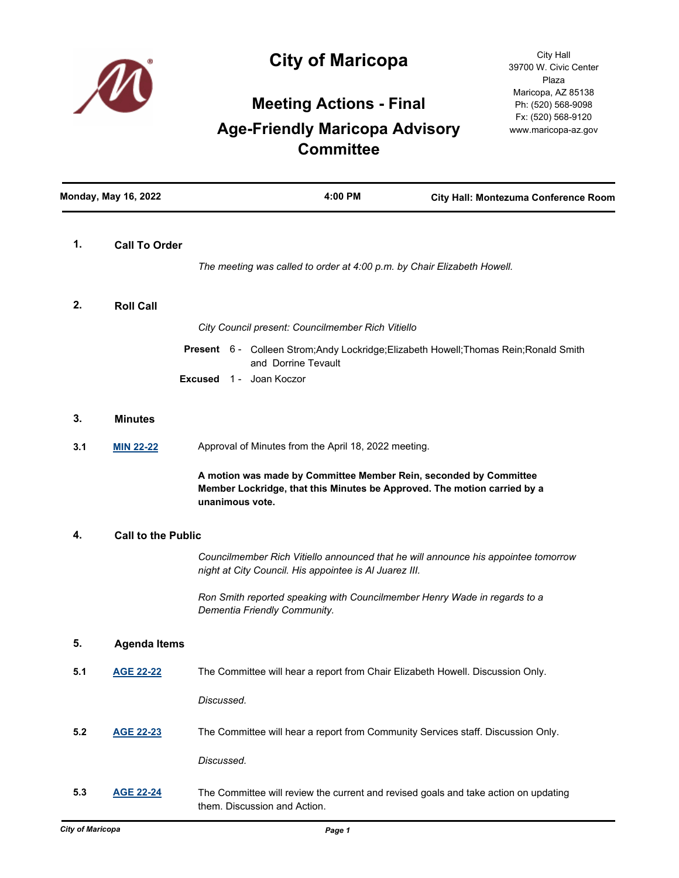# City of Maricopa

City Hall
39700 W. Civic Center Plaza
Maricopa, AZ 85138
Ph: (520) 568-9098
Fx: (520) 568-9120
www.maricopa-az.gov

## Meeting Actions - Final

## Age-Friendly Maricopa Advisory Committee

**Monday, May 16, 2022** | **4:00 PM** | **City Hall: Montezuma Conference Room**

### 1. Call To Order

*The meeting was called to order at 4:00 p.m. by Chair Elizabeth Howell.*

### 2. Roll Call

*City Council present: Councilmember Rich Vitiello*

**Present** 6 - Colleen Strom;Andy Lockridge;Elizabeth Howell;Thomas Rein;Ronald Smith and Dorrine Tevault

**Excused** 1 - Joan Koczor

### 3. Minutes

**3.1** **MIN 22-22** Approval of Minutes from the April 18, 2022 meeting.

**A motion was made by Committee Member Rein, seconded by Committee Member Lockridge, that this Minutes be Approved. The motion carried by a unanimous vote.**

### 4. Call to the Public

*Councilmember Rich Vitiello announced that he will announce his appointee tomorrow night at City Council. His appointee is Al Juarez III.*

*Ron Smith reported speaking with Councilmember Henry Wade in regards to a Dementia Friendly Community.*

### 5. Agenda Items

**5.1** **AGE 22-22** The Committee will hear a report from Chair Elizabeth Howell. Discussion Only.

*Discussed.*

**5.2** **AGE 22-23** The Committee will hear a report from Community Services staff. Discussion Only.

*Discussed.*

**5.3** **AGE 22-24** The Committee will review the current and revised goals and take action on updating them. Discussion and Action.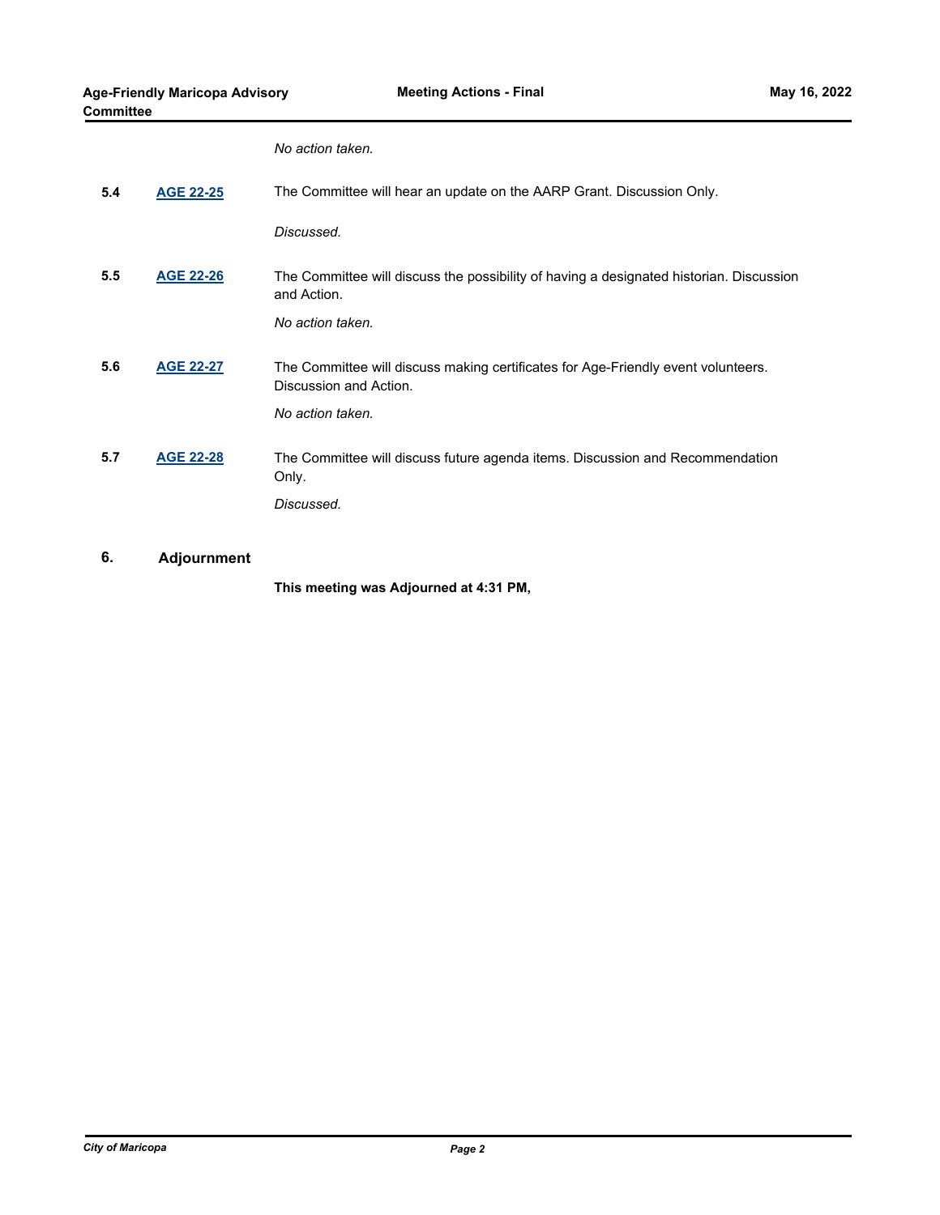*No action taken.*

**5.4** **AGE 22-25** The Committee will hear an update on the AARP Grant. Discussion Only.

*Discussed.*

**5.5** **AGE 22-26** The Committee will discuss the possibility of having a designated historian. Discussion and Action.

*No action taken.*

**5.6** **AGE 22-27** The Committee will discuss making certificates for Age-Friendly event volunteers. Discussion and Action.

*No action taken.*

**5.7** **AGE 22-28** The Committee will discuss future agenda items. Discussion and Recommendation Only.

*Discussed.*

## 6. Adjournment

**This meeting was Adjourned at 4:31 PM,**